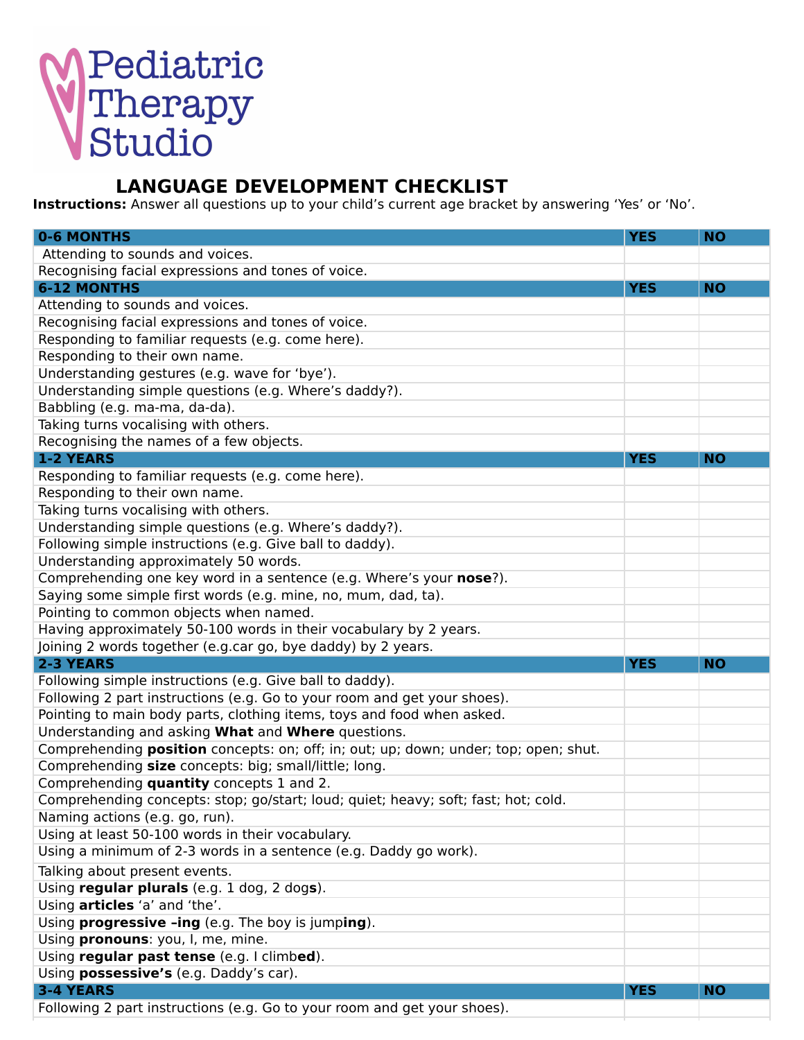Pediatric Therapy Studio

# LANGUAGE DEVELOPMENT CHECKLIST

**Instructions:** Answer all questions up to your child's current age bracket by answering 'Yes' or 'No'.

| **0-6 MONTHS** | **YES** | **NO** |
|---|---|---|
| Attending to sounds and voices. | | |
| Recognising facial expressions and tones of voice. | | |
| **6-12 MONTHS** | **YES** | **NO** |
| Attending to sounds and voices. | | |
| Recognising facial expressions and tones of voice. | | |
| Responding to familiar requests (e.g. come here). | | |
| Responding to their own name. | | |
| Understanding gestures (e.g. wave for 'bye'). | | |
| Understanding simple questions (e.g. Where's daddy?). | | |
| Babbling (e.g. ma-ma, da-da). | | |
| Taking turns vocalising with others. | | |
| Recognising the names of a few objects. | | |
| **1-2 YEARS** | **YES** | **NO** |
| Responding to familiar requests (e.g. come here). | | |
| Responding to their own name. | | |
| Taking turns vocalising with others. | | |
| Understanding simple questions (e.g. Where's daddy?). | | |
| Following simple instructions (e.g. Give ball to daddy). | | |
| Understanding approximately 50 words. | | |
| Comprehending one key word in a sentence (e.g. Where's your **nose**?). | | |
| Saying some simple first words (e.g. mine, no, mum, dad, ta). | | |
| Pointing to common objects when named. | | |
| Having approximately 50-100 words in their vocabulary by 2 years. | | |
| Joining 2 words together (e.g.car go, bye daddy) by 2 years. | | |
| **2-3 YEARS** | **YES** | **NO** |
| Following simple instructions (e.g. Give ball to daddy). | | |
| Following 2 part instructions (e.g. Go to your room and get your shoes). | | |
| Pointing to main body parts, clothing items, toys and food when asked. | | |
| Understanding and asking **What** and **Where** questions. | | |
| Comprehending **position** concepts: on; off; in; out; up; down; under; top; open; shut. | | |
| Comprehending **size** concepts: big; small/little; long. | | |
| Comprehending **quantity** concepts 1 and 2. | | |
| Comprehending concepts: stop; go/start; loud; quiet; heavy; soft; fast; hot; cold. | | |
| Naming actions (e.g. go, run). | | |
| Using at least 50-100 words in their vocabulary. | | |
| Using a minimum of 2-3 words in a sentence (e.g. Daddy go work). | | |
| Talking about present events. | | |
| Using **regular plurals** (e.g. 1 dog, 2 dog**s**). | | |
| Using **articles** 'a' and 'the'. | | |
| Using **progressive –ing** (e.g. The boy is jump**ing**). | | |
| Using **pronouns**: you, I, me, mine. | | |
| Using **regular past tense** (e.g. I climb**ed**). | | |
| Using **possessive's** (e.g. Daddy's car). | | |
| **3-4 YEARS** | **YES** | **NO** |
| Following 2 part instructions (e.g. Go to your room and get your shoes). | | |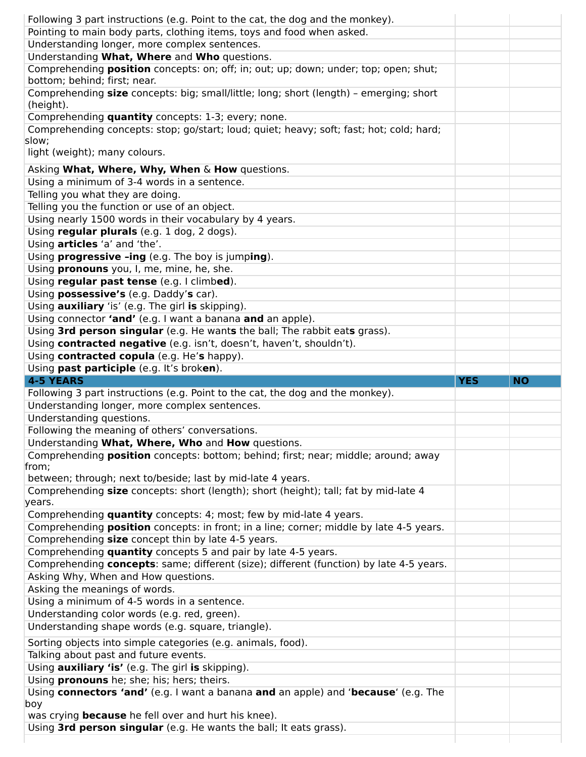| | | |
|---|---|---|
| Following 3 part instructions (e.g. Point to the cat, the dog and the monkey). | | |
| Pointing to main body parts, clothing items, toys and food when asked. | | |
| Understanding longer, more complex sentences. | | |
| Understanding **What, Where** and **Who** questions. | | |
| Comprehending **position** concepts: on; off; in; out; up; down; under; top; open; shut; bottom; behind; first; near. | | |
| Comprehending **size** concepts: big; small/little; long; short (length) – emerging; short (height). | | |
| Comprehending **quantity** concepts: 1-3; every; none. | | |
| Comprehending concepts: stop; go/start; loud; quiet; heavy; soft; fast; hot; cold; hard; slow; light (weight); many colours. | | |
| Asking **What, Where, Why, When** & **How** questions. | | |
| Using a minimum of 3-4 words in a sentence. | | |
| Telling you what they are doing. | | |
| Telling you the function or use of an object. | | |
| Using nearly 1500 words in their vocabulary by 4 years. | | |
| Using **regular plurals** (e.g. 1 dog, 2 dogs). | | |
| Using **articles** 'a' and 'the'. | | |
| Using **progressive –ing** (e.g. The boy is jump**ing**). | | |
| Using **pronouns** you, I, me, mine, he, she. | | |
| Using **regular past tense** (e.g. I climb**ed**). | | |
| Using **possessive's** (e.g. Daddy'**s** car). | | |
| Using **auxiliary** 'is' (e.g. The girl **is** skipping). | | |
| Using connector **'and'** (e.g. I want a banana **and** an apple). | | |
| Using **3rd person singular** (e.g. He want**s** the ball; The rabbit eat**s** grass). | | |
| Using **contracted negative** (e.g. isn't, doesn't, haven't, shouldn't). | | |
| Using **contracted copula** (e.g. He'**s** happy). | | |
| Using **past participle** (e.g. It's brok**en**). | | |
| **4-5 YEARS** | **YES** | **NO** |
| Following 3 part instructions (e.g. Point to the cat, the dog and the monkey). | | |
| Understanding longer, more complex sentences. | | |
| Understanding questions. | | |
| Following the meaning of others' conversations. | | |
| Understanding **What, Where, Who** and **How** questions. | | |
| Comprehending **position** concepts: bottom; behind; first; near; middle; around; away from; between; through; next to/beside; last by mid-late 4 years. | | |
| Comprehending **size** concepts: short (length); short (height); tall; fat by mid-late 4 years. | | |
| Comprehending **quantity** concepts: 4; most; few by mid-late 4 years. | | |
| Comprehending **position** concepts: in front; in a line; corner; middle by late 4-5 years. | | |
| Comprehending **size** concept thin by late 4-5 years. | | |
| Comprehending **quantity** concepts 5 and pair by late 4-5 years. | | |
| Comprehending **concepts**: same; different (size); different (function) by late 4-5 years. | | |
| Asking Why, When and How questions. | | |
| Asking the meanings of words. | | |
| Using a minimum of 4-5 words in a sentence. | | |
| Understanding color words (e.g. red, green). | | |
| Understanding shape words (e.g. square, triangle). | | |
| Sorting objects into simple categories (e.g. animals, food). | | |
| Talking about past and future events. | | |
| Using **auxiliary 'is'** (e.g. The girl **is** skipping). | | |
| Using **pronouns** he; she; his; hers; theirs. | | |
| Using **connectors 'and'** (e.g. I want a banana **and** an apple) and '**because**' (e.g. The boy was crying **because** he fell over and hurt his knee). | | |
| Using **3rd person singular** (e.g. He wants the ball; It eats grass). | | |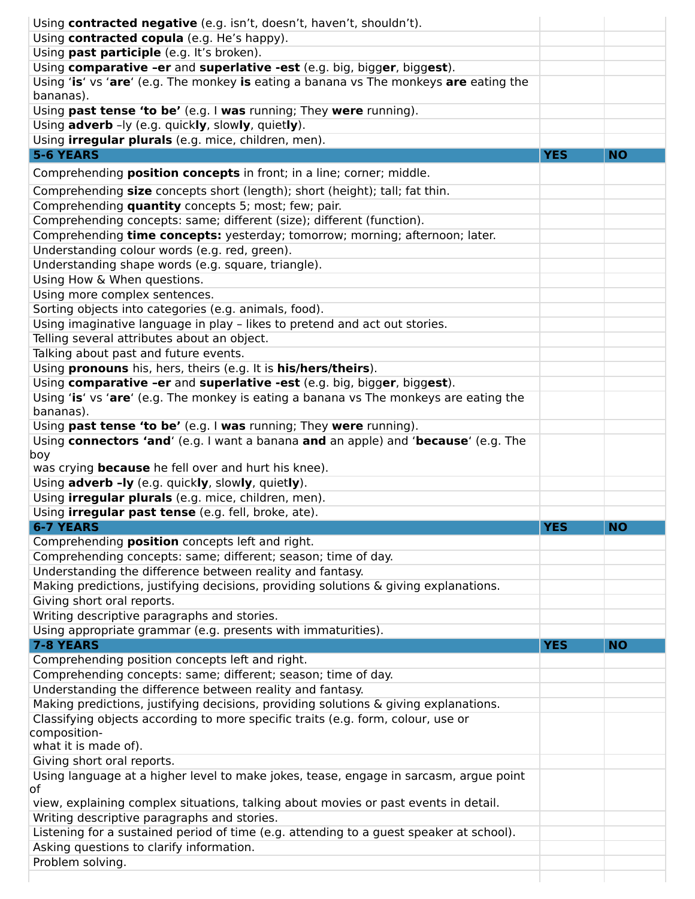| | | |
|---|---|---|
| Using **contracted negative** (e.g. isn't, doesn't, haven't, shouldn't). | | |
| Using **contracted copula** (e.g. He's happy). | | |
| Using **past participle** (e.g. It's broken). | | |
| Using **comparative –er** and **superlative -est** (e.g. big, bigg**er**, bigg**est**). | | |
| Using '**is**' vs '**are**' (e.g. The monkey **is** eating a banana vs The monkeys **are** eating the bananas). | | |
| Using **past tense 'to be'** (e.g. I **was** running; They **were** running). | | |
| Using **adverb** –ly (e.g. quick**ly**, slow**ly**, quiet**ly**). | | |
| Using **irregular plurals** (e.g. mice, children, men). | | |
| **5-6 YEARS** | **YES** | **NO** |
| Comprehending **position concepts** in front; in a line; corner; middle. | | |
| Comprehending **size** concepts short (length); short (height); tall; fat thin. | | |
| Comprehending **quantity** concepts 5; most; few; pair. | | |
| Comprehending concepts: same; different (size); different (function). | | |
| Comprehending **time concepts:** yesterday; tomorrow; morning; afternoon; later. | | |
| Understanding colour words (e.g. red, green). | | |
| Understanding shape words (e.g. square, triangle). | | |
| Using How & When questions. | | |
| Using more complex sentences. | | |
| Sorting objects into categories (e.g. animals, food). | | |
| Using imaginative language in play – likes to pretend and act out stories. | | |
| Telling several attributes about an object. | | |
| Talking about past and future events. | | |
| Using **pronouns** his, hers, theirs (e.g. It is **his/hers/theirs**). | | |
| Using **comparative –er** and **superlative -est** (e.g. big, bigg**er**, bigg**est**). | | |
| Using '**is**' vs '**are**' (e.g. The monkey is eating a banana vs The monkeys are eating the bananas). | | |
| Using **past tense 'to be'** (e.g. I **was** running; They **were** running). | | |
| Using **connectors 'and**' (e.g. I want a banana **and** an apple) and '**because**' (e.g. The boy was crying **because** he fell over and hurt his knee). | | |
| Using **adverb –ly** (e.g. quick**ly**, slow**ly**, quiet**ly**). | | |
| Using **irregular plurals** (e.g. mice, children, men). | | |
| Using **irregular past tense** (e.g. fell, broke, ate). | | |
| **6-7 YEARS** | **YES** | **NO** |
| Comprehending **position** concepts left and right. | | |
| Comprehending concepts: same; different; season; time of day. | | |
| Understanding the difference between reality and fantasy. | | |
| Making predictions, justifying decisions, providing solutions & giving explanations. | | |
| Giving short oral reports. | | |
| Writing descriptive paragraphs and stories. | | |
| Using appropriate grammar (e.g. presents with immaturities). | | |
| **7-8 YEARS** | **YES** | **NO** |
| Comprehending position concepts left and right. | | |
| Comprehending concepts: same; different; season; time of day. | | |
| Understanding the difference between reality and fantasy. | | |
| Making predictions, justifying decisions, providing solutions & giving explanations. | | |
| Classifying objects according to more specific traits (e.g. form, colour, use or composition- what it is made of). | | |
| Giving short oral reports. | | |
| Using language at a higher level to make jokes, tease, engage in sarcasm, argue point of view, explaining complex situations, talking about movies or past events in detail. | | |
| Writing descriptive paragraphs and stories. | | |
| Listening for a sustained period of time (e.g. attending to a guest speaker at school). | | |
| Asking questions to clarify information. | | |
| Problem solving. | | |
| | | |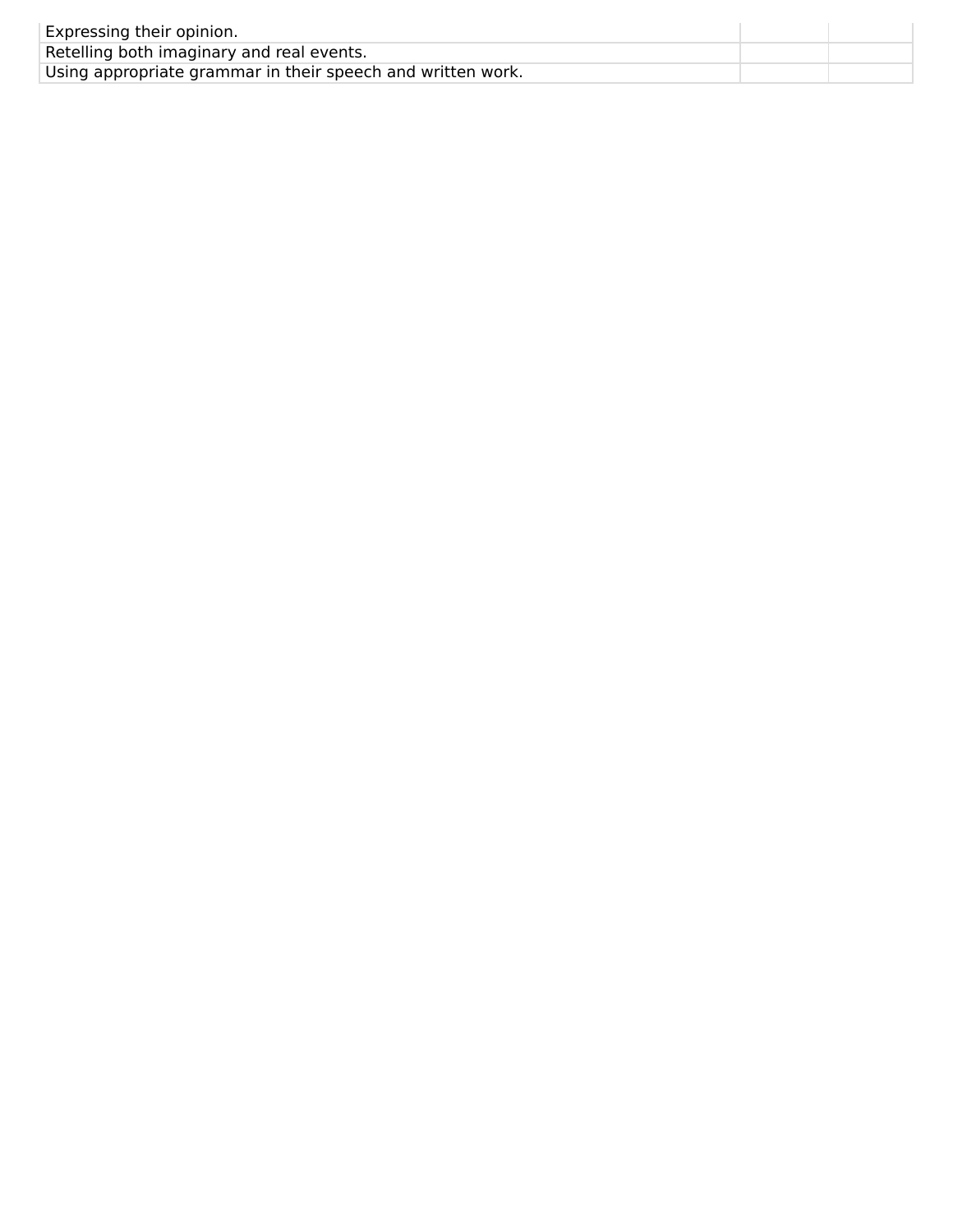| | | |
|---|---|---|
| Expressing their opinion. | | |
| Retelling both imaginary and real events. | | |
| Using appropriate grammar in their speech and written work. | | |